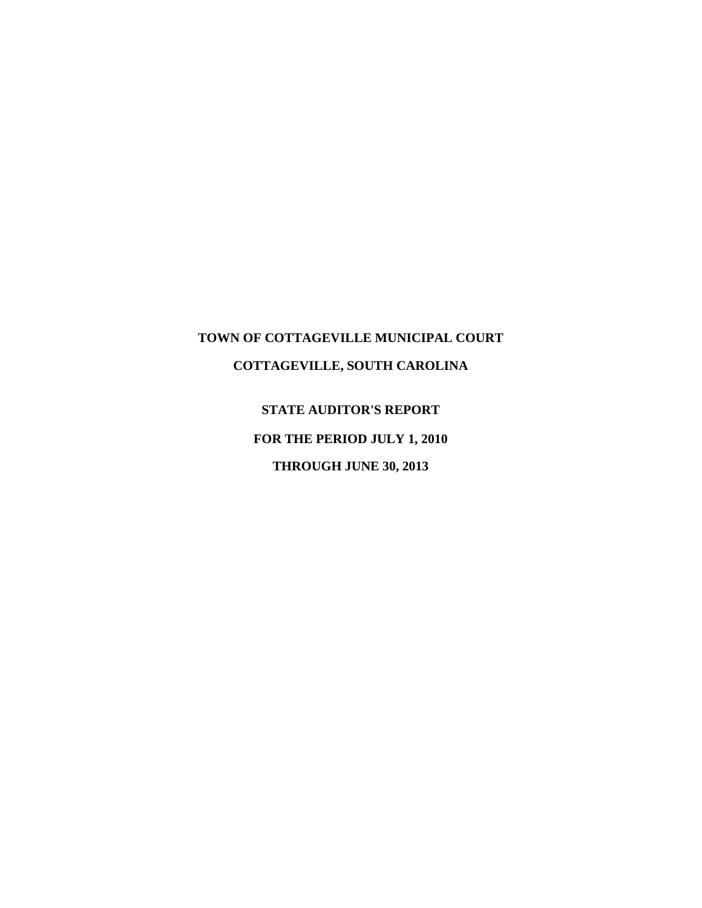# TOWN OF COTTAGEVILLE MUNICIPAL COURT

## COTTAGEVILLE, SOUTH CAROLINA

**STATE AUDITOR'S REPORT**

**FOR THE PERIOD JULY 1, 2010**

**THROUGH JUNE 30, 2013**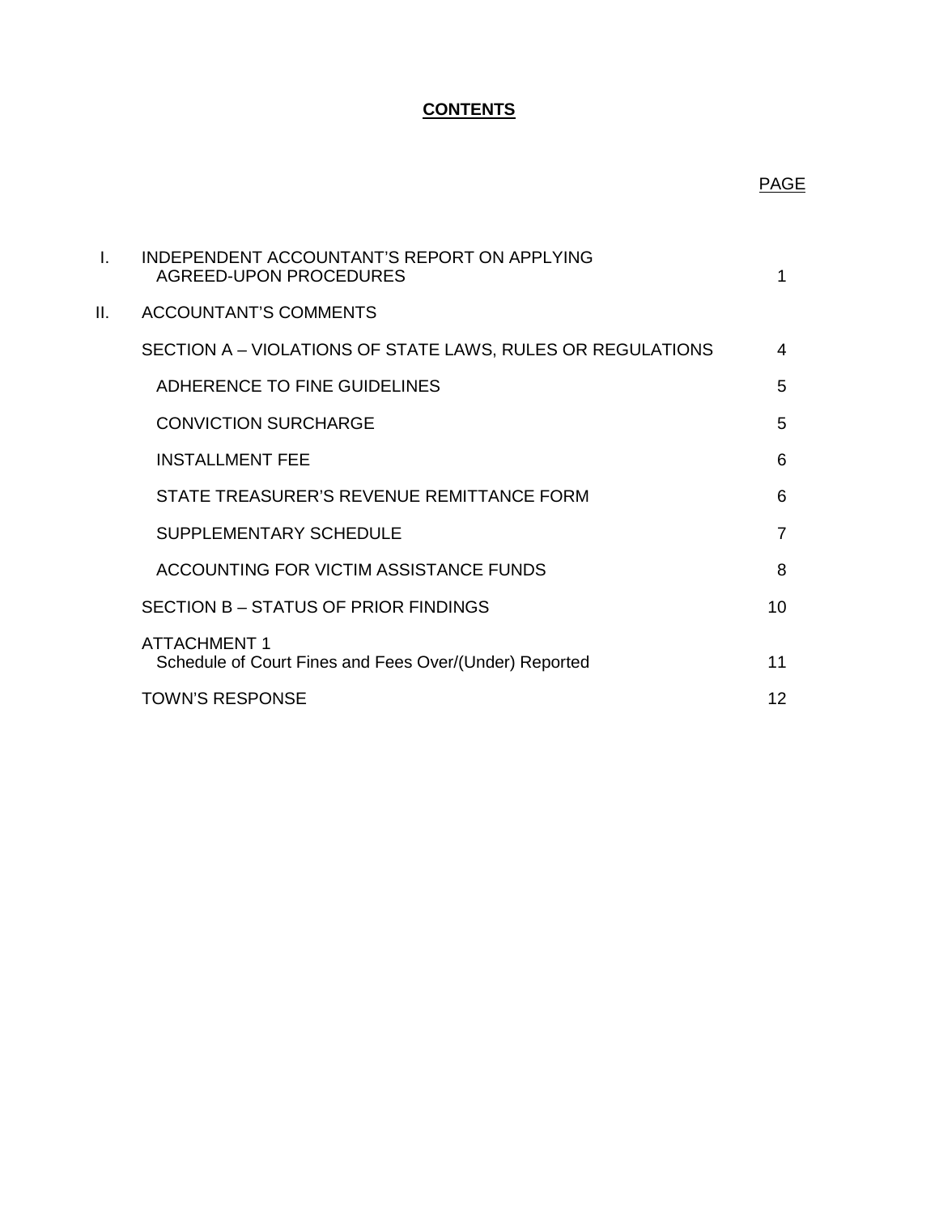# CONTENTS

| | | PAGE |
|---|---|---|
| I. | INDEPENDENT ACCOUNTANT'S REPORT ON APPLYING AGREED-UPON PROCEDURES | 1 |
| II. | ACCOUNTANT'S COMMENTS | |
| | SECTION A – VIOLATIONS OF STATE LAWS, RULES OR REGULATIONS | 4 |
| | ADHERENCE TO FINE GUIDELINES | 5 |
| | CONVICTION SURCHARGE | 5 |
| | INSTALLMENT FEE | 6 |
| | STATE TREASURER'S REVENUE REMITTANCE FORM | 6 |
| | SUPPLEMENTARY SCHEDULE | 7 |
| | ACCOUNTING FOR VICTIM ASSISTANCE FUNDS | 8 |
| | SECTION B – STATUS OF PRIOR FINDINGS | 10 |
| | ATTACHMENT 1 Schedule of Court Fines and Fees Over/(Under) Reported | 11 |
| | TOWN'S RESPONSE | 12 |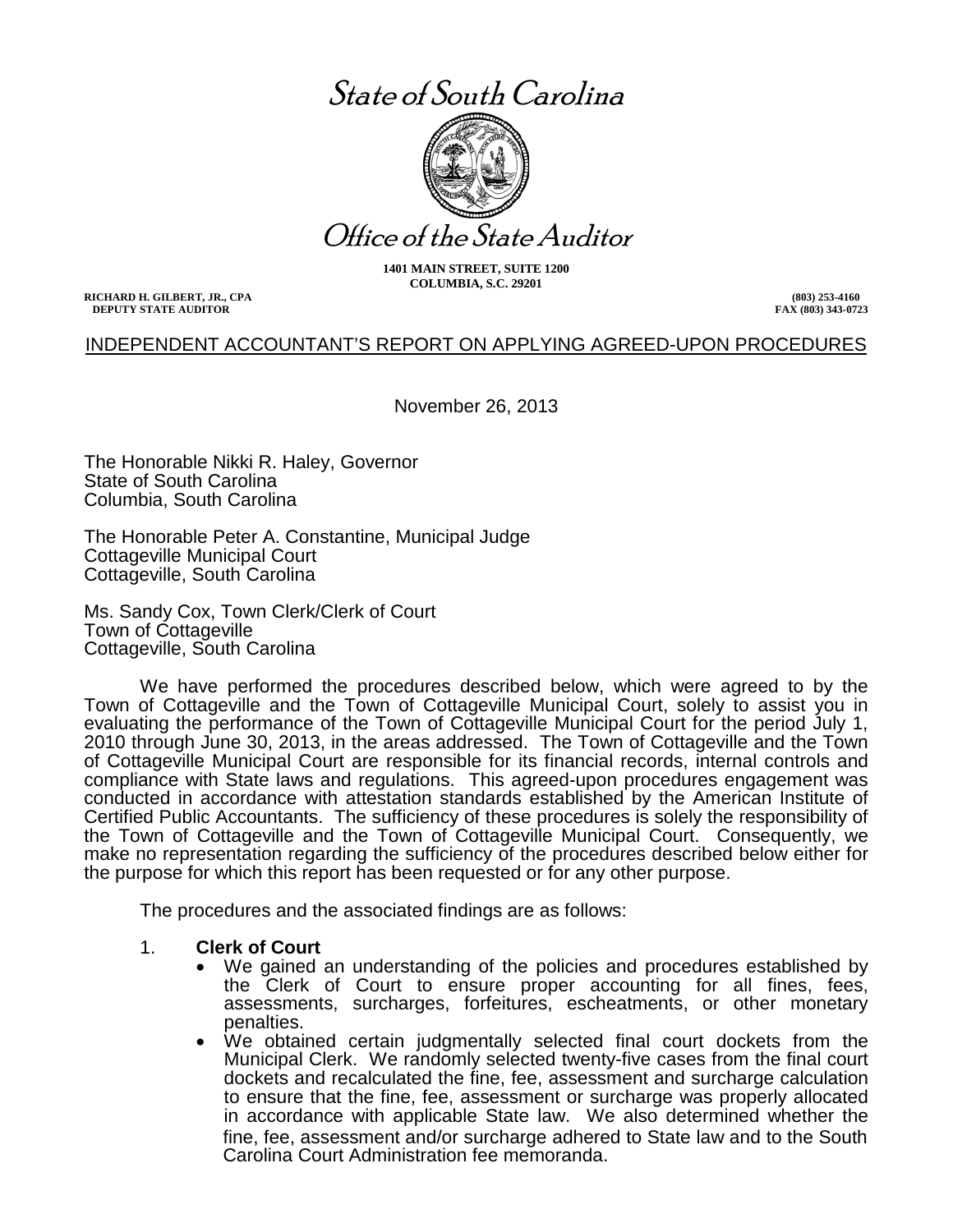# State of South Carolina

# Office of the State Auditor

**1401 MAIN STREET, SUITE 1200**
**COLUMBIA, S.C. 29201**

**RICHARD H. GILBERT, JR., CPA**
**DEPUTY STATE AUDITOR**

**(803) 253-4160**
**FAX (803) 343-0723**

## INDEPENDENT ACCOUNTANT'S REPORT ON APPLYING AGREED-UPON PROCEDURES

November 26, 2013

The Honorable Nikki R. Haley, Governor
State of South Carolina
Columbia, South Carolina

The Honorable Peter A. Constantine, Municipal Judge
Cottageville Municipal Court
Cottageville, South Carolina

Ms. Sandy Cox, Town Clerk/Clerk of Court
Town of Cottageville
Cottageville, South Carolina

We have performed the procedures described below, which were agreed to by the Town of Cottageville and the Town of Cottageville Municipal Court, solely to assist you in evaluating the performance of the Town of Cottageville Municipal Court for the period July 1, 2010 through June 30, 2013, in the areas addressed. The Town of Cottageville and the Town of Cottageville Municipal Court are responsible for its financial records, internal controls and compliance with State laws and regulations. This agreed-upon procedures engagement was conducted in accordance with attestation standards established by the American Institute of Certified Public Accountants. The sufficiency of these procedures is solely the responsibility of the Town of Cottageville and the Town of Cottageville Municipal Court. Consequently, we make no representation regarding the sufficiency of the procedures described below either for the purpose for which this report has been requested or for any other purpose.

The procedures and the associated findings are as follows:

1. **Clerk of Court**
   - We gained an understanding of the policies and procedures established by the Clerk of Court to ensure proper accounting for all fines, fees, assessments, surcharges, forfeitures, escheatments, or other monetary penalties.
   - We obtained certain judgmentally selected final court dockets from the Municipal Clerk. We randomly selected twenty-five cases from the final court dockets and recalculated the fine, fee, assessment and surcharge calculation to ensure that the fine, fee, assessment or surcharge was properly allocated in accordance with applicable State law. We also determined whether the fine, fee, assessment and/or surcharge adhered to State law and to the South Carolina Court Administration fee memoranda.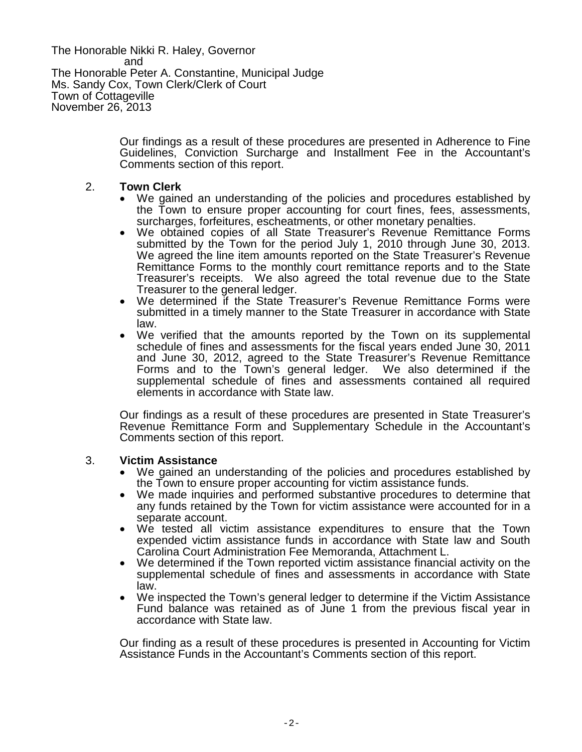The Honorable Nikki R. Haley, Governor
and
The Honorable Peter A. Constantine, Municipal Judge
Ms. Sandy Cox, Town Clerk/Clerk of Court
Town of Cottageville
November 26, 2013

Our findings as a result of these procedures are presented in Adherence to Fine Guidelines, Conviction Surcharge and Installment Fee in the Accountant's Comments section of this report.

2. **Town Clerk**
   - We gained an understanding of the policies and procedures established by the Town to ensure proper accounting for court fines, fees, assessments, surcharges, forfeitures, escheatments, or other monetary penalties.
   - We obtained copies of all State Treasurer's Revenue Remittance Forms submitted by the Town for the period July 1, 2010 through June 30, 2013. We agreed the line item amounts reported on the State Treasurer's Revenue Remittance Forms to the monthly court remittance reports and to the State Treasurer's receipts. We also agreed the total revenue due to the State Treasurer to the general ledger.
   - We determined if the State Treasurer's Revenue Remittance Forms were submitted in a timely manner to the State Treasurer in accordance with State law.
   - We verified that the amounts reported by the Town on its supplemental schedule of fines and assessments for the fiscal years ended June 30, 2011 and June 30, 2012, agreed to the State Treasurer's Revenue Remittance Forms and to the Town's general ledger. We also determined if the supplemental schedule of fines and assessments contained all required elements in accordance with State law.

   Our findings as a result of these procedures are presented in State Treasurer's Revenue Remittance Form and Supplementary Schedule in the Accountant's Comments section of this report.

3. **Victim Assistance**
   - We gained an understanding of the policies and procedures established by the Town to ensure proper accounting for victim assistance funds.
   - We made inquiries and performed substantive procedures to determine that any funds retained by the Town for victim assistance were accounted for in a separate account.
   - We tested all victim assistance expenditures to ensure that the Town expended victim assistance funds in accordance with State law and South Carolina Court Administration Fee Memoranda, Attachment L.
   - We determined if the Town reported victim assistance financial activity on the supplemental schedule of fines and assessments in accordance with State law.
   - We inspected the Town's general ledger to determine if the Victim Assistance Fund balance was retained as of June 1 from the previous fiscal year in accordance with State law.

   Our finding as a result of these procedures is presented in Accounting for Victim Assistance Funds in the Accountant's Comments section of this report.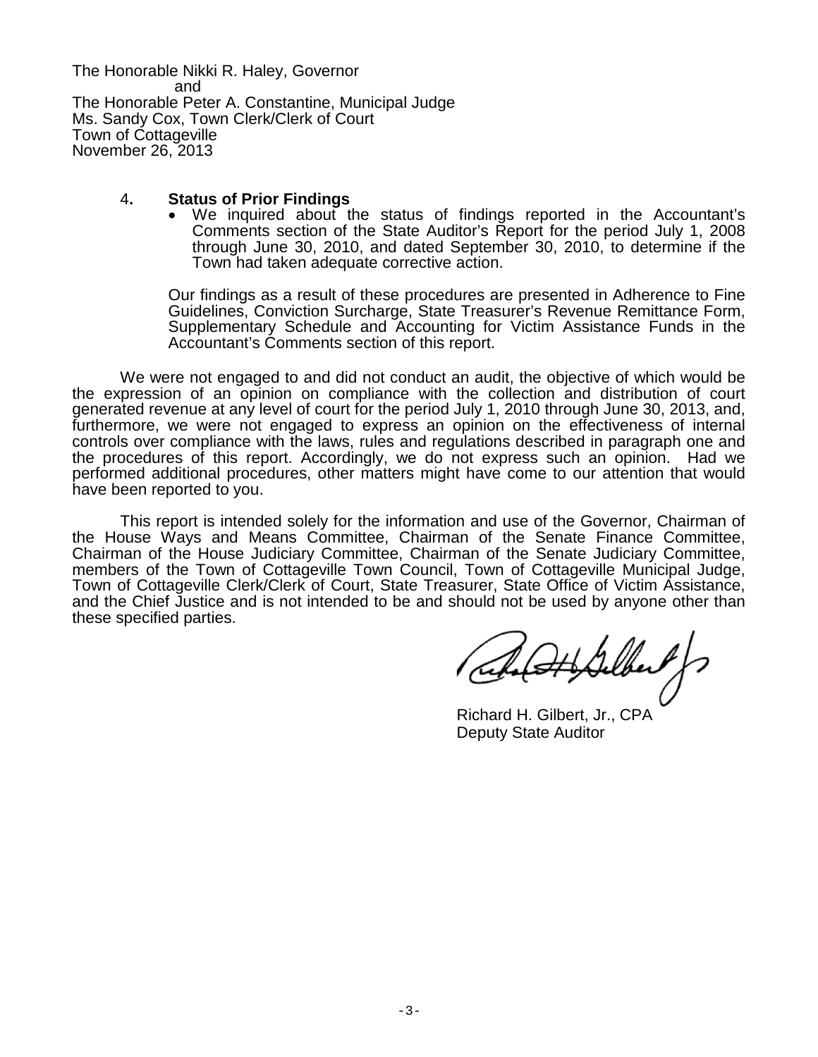The Honorable Nikki R. Haley, Governor
and
The Honorable Peter A. Constantine, Municipal Judge
Ms. Sandy Cox, Town Clerk/Clerk of Court
Town of Cottageville
November 26, 2013

4. **Status of Prior Findings**

- We inquired about the status of findings reported in the Accountant's Comments section of the State Auditor's Report for the period July 1, 2008 through June 30, 2010, and dated September 30, 2010, to determine if the Town had taken adequate corrective action.

Our findings as a result of these procedures are presented in Adherence to Fine Guidelines, Conviction Surcharge, State Treasurer's Revenue Remittance Form, Supplementary Schedule and Accounting for Victim Assistance Funds in the Accountant's Comments section of this report.

We were not engaged to and did not conduct an audit, the objective of which would be the expression of an opinion on compliance with the collection and distribution of court generated revenue at any level of court for the period July 1, 2010 through June 30, 2013, and, furthermore, we were not engaged to express an opinion on the effectiveness of internal controls over compliance with the laws, rules and regulations described in paragraph one and the procedures of this report. Accordingly, we do not express such an opinion. Had we performed additional procedures, other matters might have come to our attention that would have been reported to you.

This report is intended solely for the information and use of the Governor, Chairman of the House Ways and Means Committee, Chairman of the Senate Finance Committee, Chairman of the House Judiciary Committee, Chairman of the Senate Judiciary Committee, members of the Town of Cottageville Town Council, Town of Cottageville Municipal Judge, Town of Cottageville Clerk/Clerk of Court, State Treasurer, State Office of Victim Assistance, and the Chief Justice and is not intended to be and should not be used by anyone other than these specified parties.

Richard H. Gilbert, Jr., CPA
Deputy State Auditor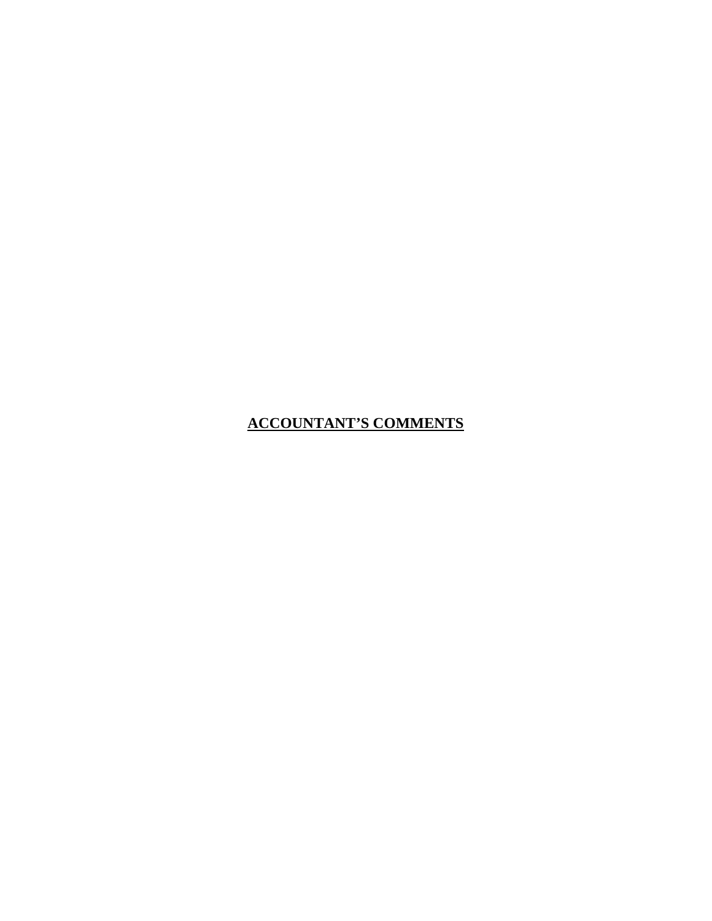# ACCOUNTANT'S COMMENTS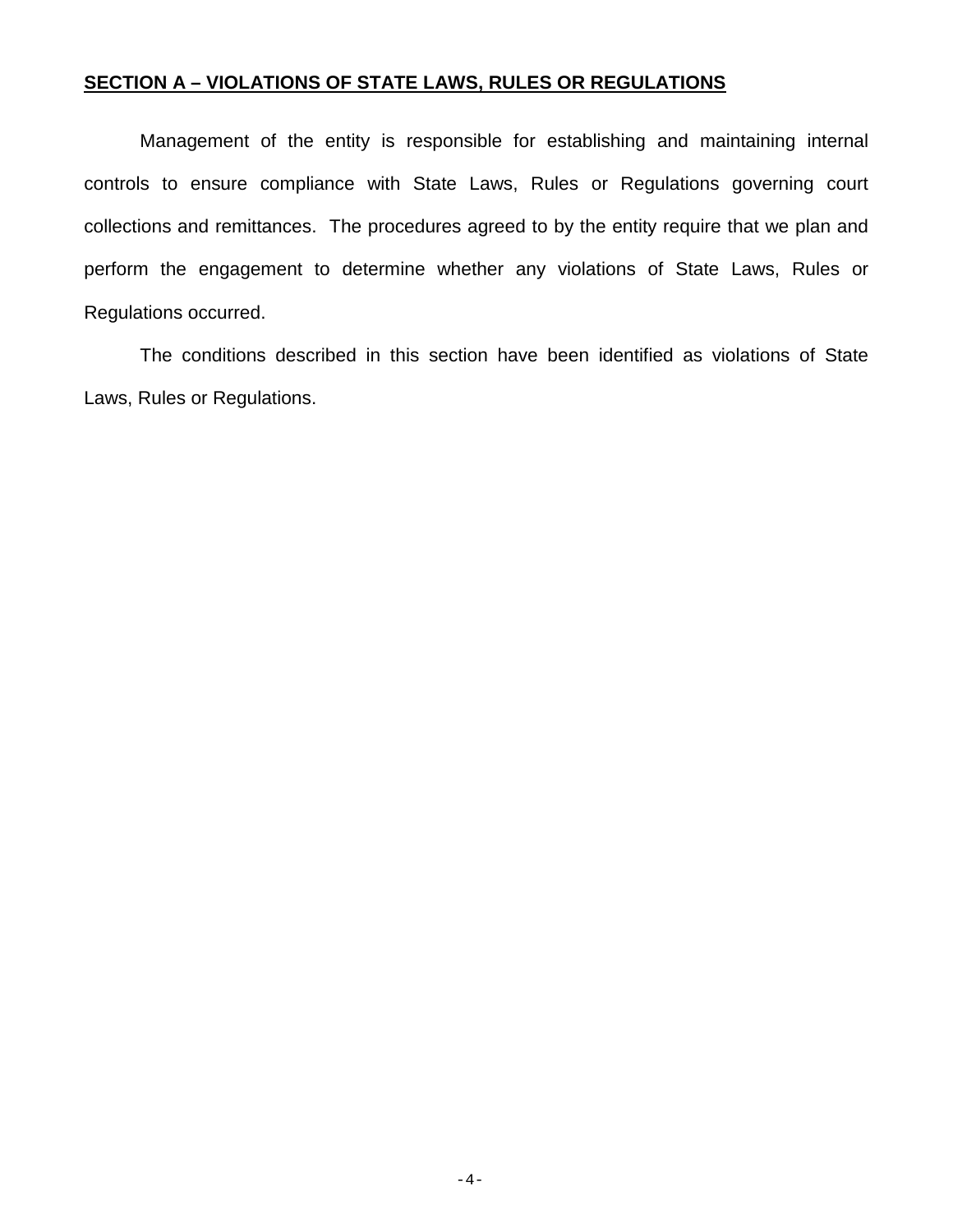## SECTION A – VIOLATIONS OF STATE LAWS, RULES OR REGULATIONS

Management of the entity is responsible for establishing and maintaining internal controls to ensure compliance with State Laws, Rules or Regulations governing court collections and remittances. The procedures agreed to by the entity require that we plan and perform the engagement to determine whether any violations of State Laws, Rules or Regulations occurred.

The conditions described in this section have been identified as violations of State Laws, Rules or Regulations.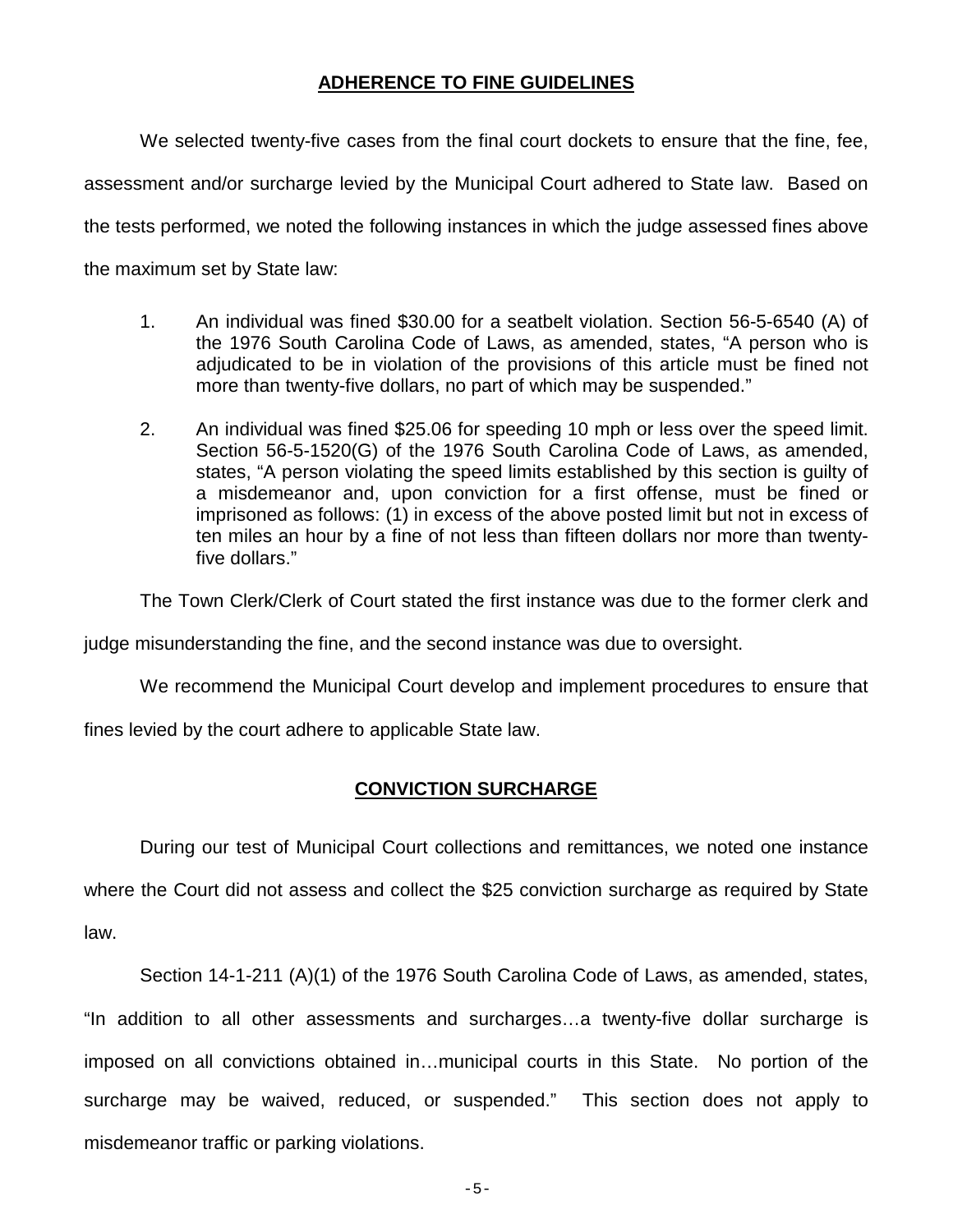## ADHERENCE TO FINE GUIDELINES

We selected twenty-five cases from the final court dockets to ensure that the fine, fee, assessment and/or surcharge levied by the Municipal Court adhered to State law. Based on the tests performed, we noted the following instances in which the judge assessed fines above the maximum set by State law:

1. An individual was fined $30.00 for a seatbelt violation. Section 56-5-6540 (A) of the 1976 South Carolina Code of Laws, as amended, states, "A person who is adjudicated to be in violation of the provisions of this article must be fined not more than twenty-five dollars, no part of which may be suspended."

2. An individual was fined $25.06 for speeding 10 mph or less over the speed limit. Section 56-5-1520(G) of the 1976 South Carolina Code of Laws, as amended, states, "A person violating the speed limits established by this section is guilty of a misdemeanor and, upon conviction for a first offense, must be fined or imprisoned as follows: (1) in excess of the above posted limit but not in excess of ten miles an hour by a fine of not less than fifteen dollars nor more than twenty-five dollars."

The Town Clerk/Clerk of Court stated the first instance was due to the former clerk and judge misunderstanding the fine, and the second instance was due to oversight.

We recommend the Municipal Court develop and implement procedures to ensure that fines levied by the court adhere to applicable State law.

## CONVICTION SURCHARGE

During our test of Municipal Court collections and remittances, we noted one instance where the Court did not assess and collect the $25 conviction surcharge as required by State law.

Section 14-1-211 (A)(1) of the 1976 South Carolina Code of Laws, as amended, states, "In addition to all other assessments and surcharges…a twenty-five dollar surcharge is imposed on all convictions obtained in…municipal courts in this State. No portion of the surcharge may be waived, reduced, or suspended." This section does not apply to misdemeanor traffic or parking violations.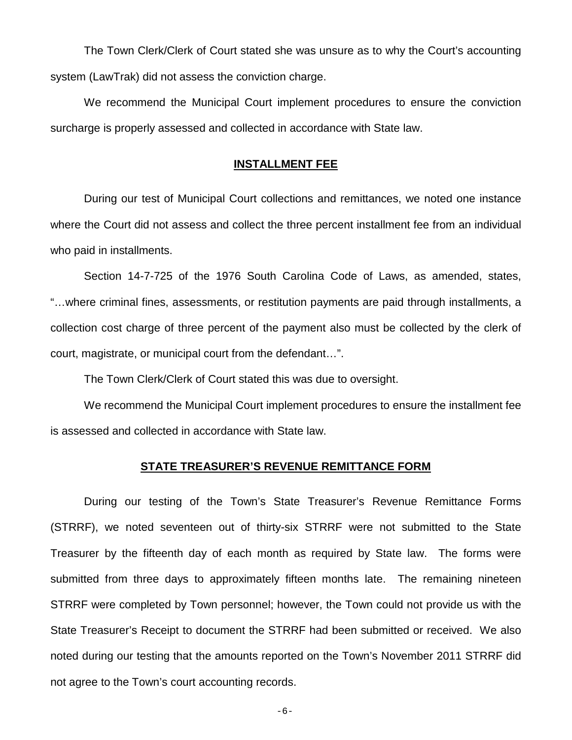The Town Clerk/Clerk of Court stated she was unsure as to why the Court's accounting system (LawTrak) did not assess the conviction charge.

We recommend the Municipal Court implement procedures to ensure the conviction surcharge is properly assessed and collected in accordance with State law.

## INSTALLMENT FEE

During our test of Municipal Court collections and remittances, we noted one instance where the Court did not assess and collect the three percent installment fee from an individual who paid in installments.

Section 14-7-725 of the 1976 South Carolina Code of Laws, as amended, states, "…where criminal fines, assessments, or restitution payments are paid through installments, a collection cost charge of three percent of the payment also must be collected by the clerk of court, magistrate, or municipal court from the defendant…".

The Town Clerk/Clerk of Court stated this was due to oversight.

We recommend the Municipal Court implement procedures to ensure the installment fee is assessed and collected in accordance with State law.

## STATE TREASURER'S REVENUE REMITTANCE FORM

During our testing of the Town's State Treasurer's Revenue Remittance Forms (STRRF), we noted seventeen out of thirty-six STRRF were not submitted to the State Treasurer by the fifteenth day of each month as required by State law. The forms were submitted from three days to approximately fifteen months late. The remaining nineteen STRRF were completed by Town personnel; however, the Town could not provide us with the State Treasurer's Receipt to document the STRRF had been submitted or received. We also noted during our testing that the amounts reported on the Town's November 2011 STRRF did not agree to the Town's court accounting records.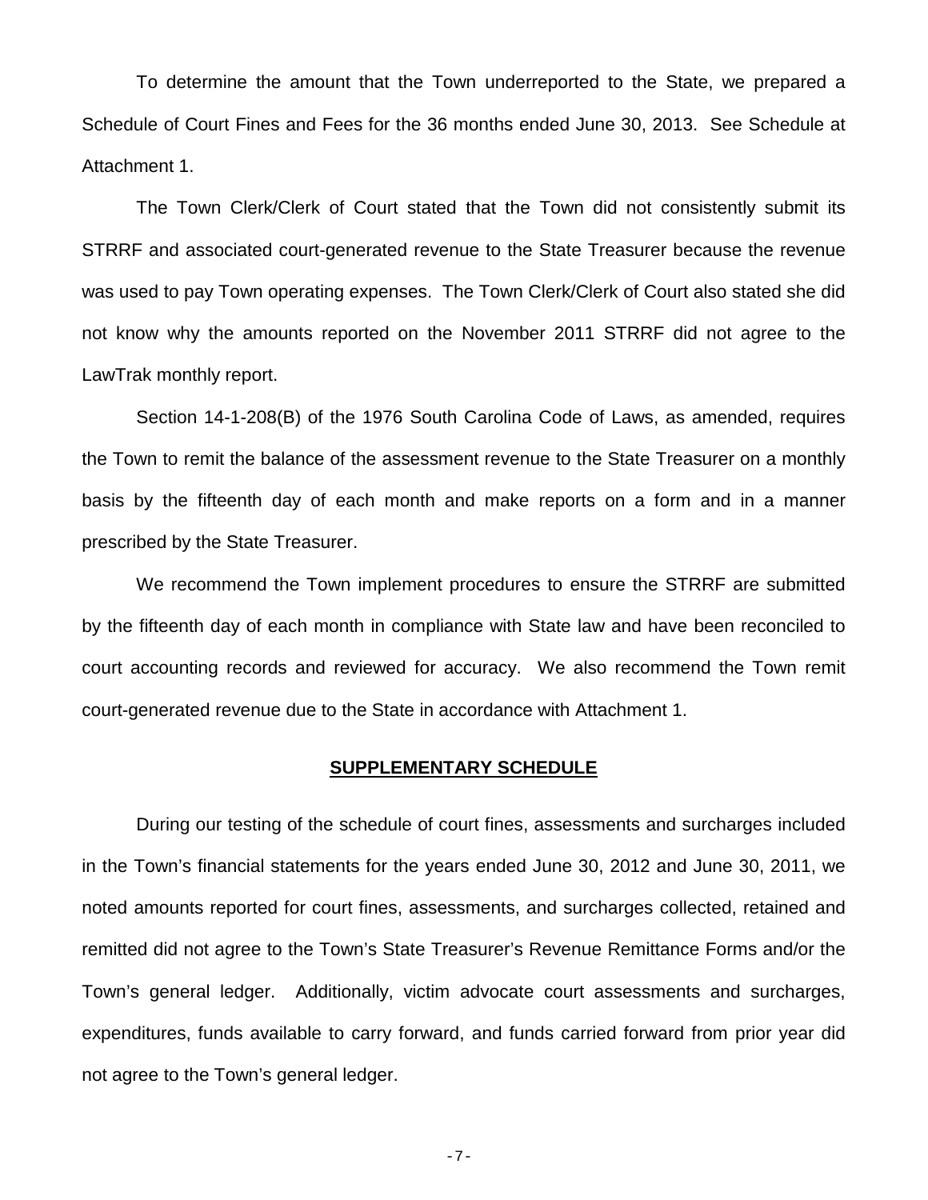To determine the amount that the Town underreported to the State, we prepared a Schedule of Court Fines and Fees for the 36 months ended June 30, 2013. See Schedule at Attachment 1.

The Town Clerk/Clerk of Court stated that the Town did not consistently submit its STRRF and associated court-generated revenue to the State Treasurer because the revenue was used to pay Town operating expenses. The Town Clerk/Clerk of Court also stated she did not know why the amounts reported on the November 2011 STRRF did not agree to the LawTrak monthly report.

Section 14-1-208(B) of the 1976 South Carolina Code of Laws, as amended, requires the Town to remit the balance of the assessment revenue to the State Treasurer on a monthly basis by the fifteenth day of each month and make reports on a form and in a manner prescribed by the State Treasurer.

We recommend the Town implement procedures to ensure the STRRF are submitted by the fifteenth day of each month in compliance with State law and have been reconciled to court accounting records and reviewed for accuracy. We also recommend the Town remit court-generated revenue due to the State in accordance with Attachment 1.

## SUPPLEMENTARY SCHEDULE

During our testing of the schedule of court fines, assessments and surcharges included in the Town's financial statements for the years ended June 30, 2012 and June 30, 2011, we noted amounts reported for court fines, assessments, and surcharges collected, retained and remitted did not agree to the Town's State Treasurer's Revenue Remittance Forms and/or the Town's general ledger. Additionally, victim advocate court assessments and surcharges, expenditures, funds available to carry forward, and funds carried forward from prior year did not agree to the Town's general ledger.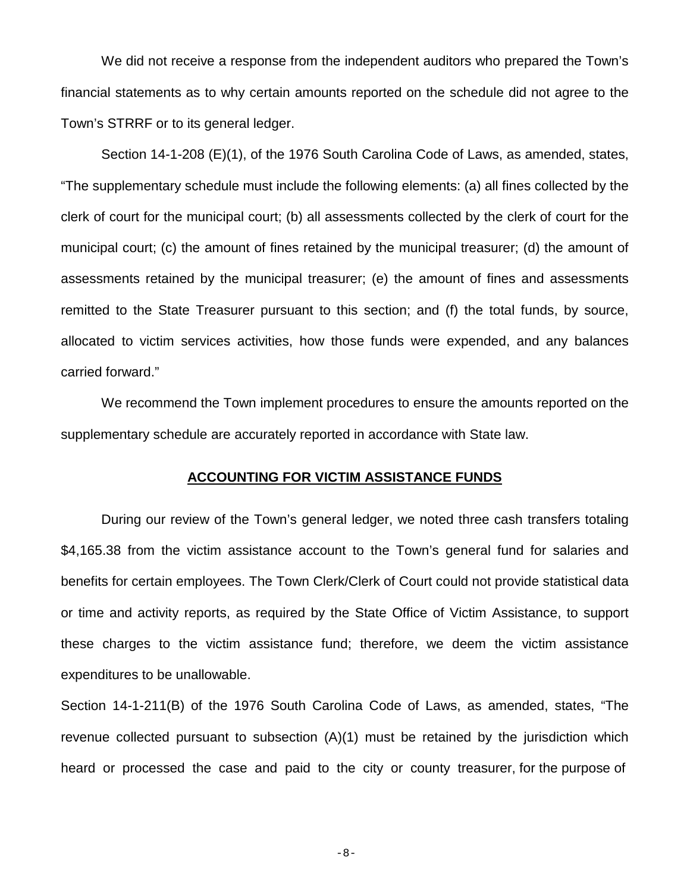We did not receive a response from the independent auditors who prepared the Town's financial statements as to why certain amounts reported on the schedule did not agree to the Town's STRRF or to its general ledger.

Section 14-1-208 (E)(1), of the 1976 South Carolina Code of Laws, as amended, states, "The supplementary schedule must include the following elements: (a) all fines collected by the clerk of court for the municipal court; (b) all assessments collected by the clerk of court for the municipal court; (c) the amount of fines retained by the municipal treasurer; (d) the amount of assessments retained by the municipal treasurer; (e) the amount of fines and assessments remitted to the State Treasurer pursuant to this section; and (f) the total funds, by source, allocated to victim services activities, how those funds were expended, and any balances carried forward."

We recommend the Town implement procedures to ensure the amounts reported on the supplementary schedule are accurately reported in accordance with State law.

## ACCOUNTING FOR VICTIM ASSISTANCE FUNDS

During our review of the Town's general ledger, we noted three cash transfers totaling $4,165.38 from the victim assistance account to the Town's general fund for salaries and benefits for certain employees. The Town Clerk/Clerk of Court could not provide statistical data or time and activity reports, as required by the State Office of Victim Assistance, to support these charges to the victim assistance fund; therefore, we deem the victim assistance expenditures to be unallowable.

Section 14-1-211(B) of the 1976 South Carolina Code of Laws, as amended, states, "The revenue collected pursuant to subsection (A)(1) must be retained by the jurisdiction which heard or processed the case and paid to the city or county treasurer, for the purpose of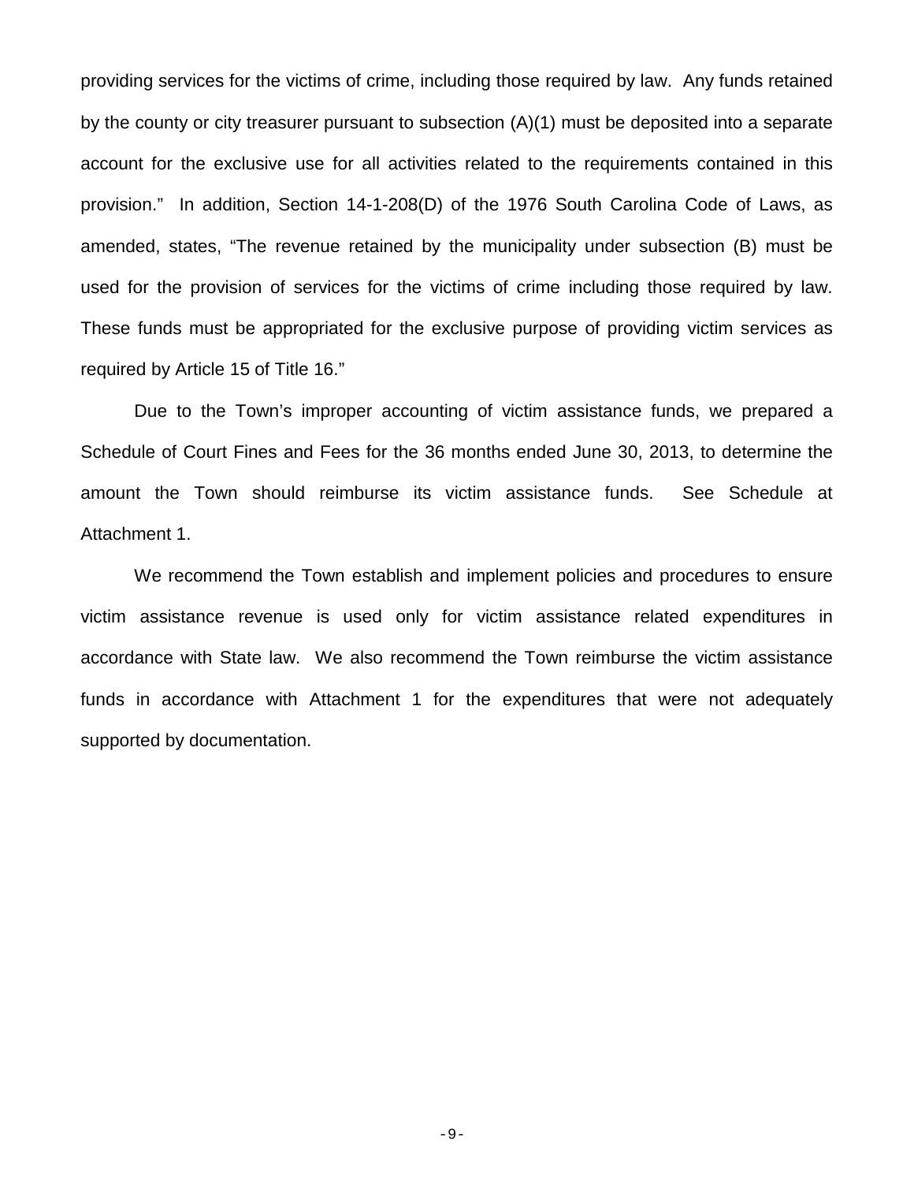providing services for the victims of crime, including those required by law. Any funds retained by the county or city treasurer pursuant to subsection (A)(1) must be deposited into a separate account for the exclusive use for all activities related to the requirements contained in this provision." In addition, Section 14-1-208(D) of the 1976 South Carolina Code of Laws, as amended, states, "The revenue retained by the municipality under subsection (B) must be used for the provision of services for the victims of crime including those required by law. These funds must be appropriated for the exclusive purpose of providing victim services as required by Article 15 of Title 16."

Due to the Town's improper accounting of victim assistance funds, we prepared a Schedule of Court Fines and Fees for the 36 months ended June 30, 2013, to determine the amount the Town should reimburse its victim assistance funds. See Schedule at Attachment 1.

We recommend the Town establish and implement policies and procedures to ensure victim assistance revenue is used only for victim assistance related expenditures in accordance with State law. We also recommend the Town reimburse the victim assistance funds in accordance with Attachment 1 for the expenditures that were not adequately supported by documentation.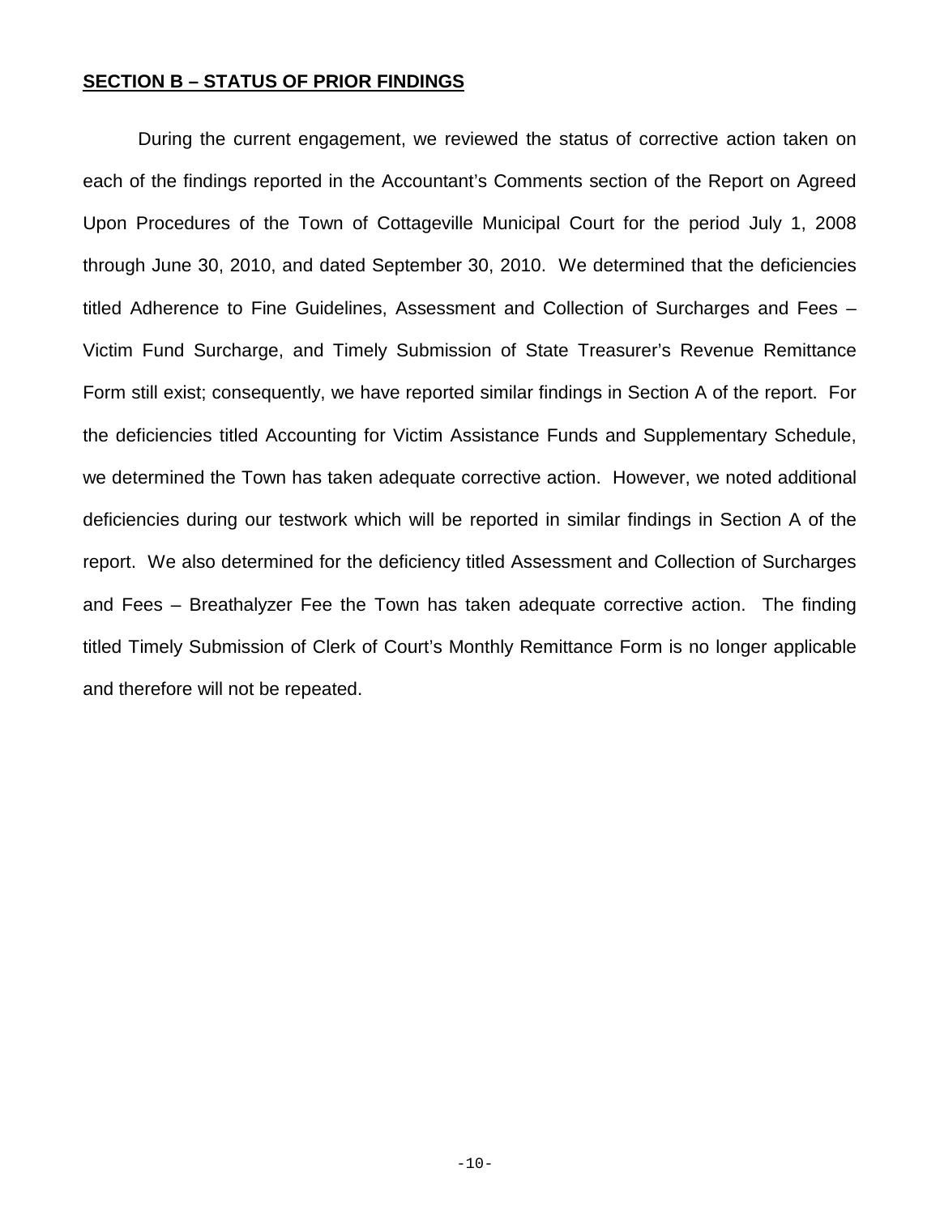## SECTION B – STATUS OF PRIOR FINDINGS

During the current engagement, we reviewed the status of corrective action taken on each of the findings reported in the Accountant's Comments section of the Report on Agreed Upon Procedures of the Town of Cottageville Municipal Court for the period July 1, 2008 through June 30, 2010, and dated September 30, 2010. We determined that the deficiencies titled Adherence to Fine Guidelines, Assessment and Collection of Surcharges and Fees – Victim Fund Surcharge, and Timely Submission of State Treasurer's Revenue Remittance Form still exist; consequently, we have reported similar findings in Section A of the report. For the deficiencies titled Accounting for Victim Assistance Funds and Supplementary Schedule, we determined the Town has taken adequate corrective action. However, we noted additional deficiencies during our testwork which will be reported in similar findings in Section A of the report. We also determined for the deficiency titled Assessment and Collection of Surcharges and Fees – Breathalyzer Fee the Town has taken adequate corrective action. The finding titled Timely Submission of Clerk of Court's Monthly Remittance Form is no longer applicable and therefore will not be repeated.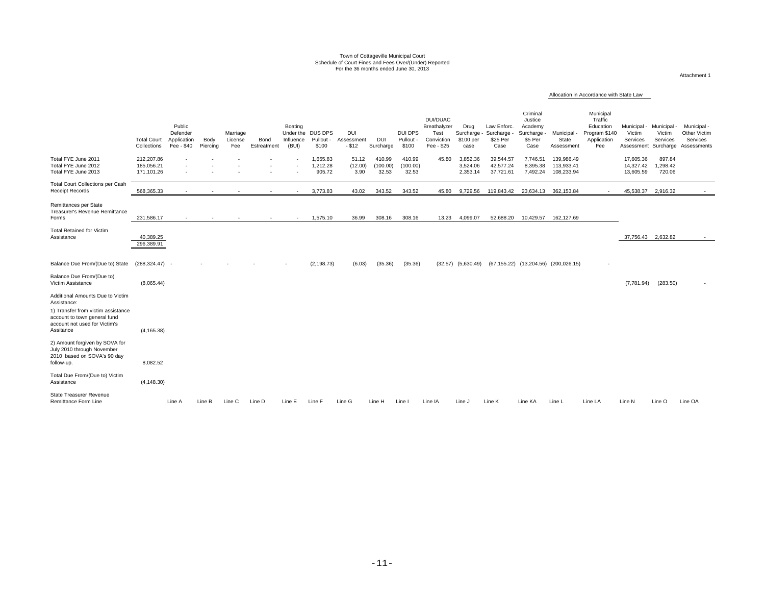# Town of Cottageville Municipal Court
## Schedule of Court Fines and Fees Over/(Under) Reported
### For the 36 months ended June 30, 2013

Attachment 1

Allocation in Accordance with State Law

| | Total Court Collections | Public Defender Application Fee - $40 | Body Piercing | Marriage License Fee | Bond Estreatment | Boating Under the Influence (BUI) | DUS DPS Pullout - $100 | DUI Assessment - $12 | DUI Surcharge | DUI DPS Pullout - $100 | DUI/DUAC Breathalyzer Test Conviction Fee - $25 | Drug Surcharge - $100 per case | Law Enforc. Surcharge - $25 Per Case | Criminal Justice Academy Surcharge - $5 Per Case | Municipal - State Assessment | Municipal Traffic Education Program $140 Application Fee | Municipal - Victim Services Assessment | Municipal - Victim Services Surcharge | Municipal - Other Victim Services Assessments |
|---|---|---|---|---|---|---|---|---|---|---|---|---|---|---|---|---|---|---|---|
| Total FYE June 2011 | 212,207.86 | - | - | - | - | - | 1,655.83 | 51.12 | 410.99 | 410.99 | 45.80 | 3,852.36 | 39,544.57 | 7,746.51 | 139,986.49 | | 17,605.36 | 897.84 | |
| Total FYE June 2012 | 185,056.21 | - | - | - | - | - | 1,212.28 | (12.00) | (100.00) | (100.00) | | 3,524.06 | 42,577.24 | 8,395.38 | 113,933.41 | | 14,327.42 | 1,298.42 | |
| Total FYE June 2013 | 171,101.26 | - | - | - | - | - | 905.72 | 3.90 | 32.53 | 32.53 | | 2,353.14 | 37,721.61 | 7,492.24 | 108,233.94 | | 13,605.59 | 720.06 | |
| Total Court Collections per Cash Receipt Records | 568,365.33 | - | - | - | - | - | 3,773.83 | 43.02 | 343.52 | 343.52 | 45.80 | 9,729.56 | 119,843.42 | 23,634.13 | 362,153.84 | - | 45,538.37 | 2,916.32 | - |
| Remittances per State Treasurer's Revenue Remittance Forms | 231,586.17 | - | - | - | - | - | 1,575.10 | 36.99 | 308.16 | 308.16 | 13.23 | 4,099.07 | 52,688.20 | 10,429.57 | 162,127.69 | | | | |
| Total Retained for Victim Assistance | 40,389.25 | | | | | | | | | | | | | | | | 37,756.43 | 2,632.82 | - |
| | 296,389.91 | | | | | | | | | | | | | | | | | | |
| Balance Due From/(Due to) State | (288,324.47) | - | - | - | - | - | (2,198.73) | (6.03) | (35.36) | (35.36) | (32.57) | (5,630.49) | (67,155.22) | (13,204.56) | (200,026.15) | - | | | |
| Balance Due From/(Due to) Victim Assistance | (8,065.44) | | | | | | | | | | | | | | | | (7,781.94) | (283.50) | - |
| Additional Amounts Due to Victim Assistance: | | | | | | | | | | | | | | | | | | | |
| 1) Transfer from victim assistance account to town general fund account not used for Victim's Assitance | (4,165.38) | | | | | | | | | | | | | | | | | | |
| 2) Amount forgiven by SOVA for July 2010 through November 2010 based on SOVA's 90 day follow-up. | 8,082.52 | | | | | | | | | | | | | | | | | | |
| Total Due From/(Due to) Victim Assistance | (4,148.30) | | | | | | | | | | | | | | | | | | |
| State Treasurer Revenue Remittance Form Line | | Line A | Line B | Line C | Line D | Line E | Line F | Line G | Line H | Line I | Line IA | Line J | Line K | Line KA | Line L | Line LA | Line N | Line O | Line OA |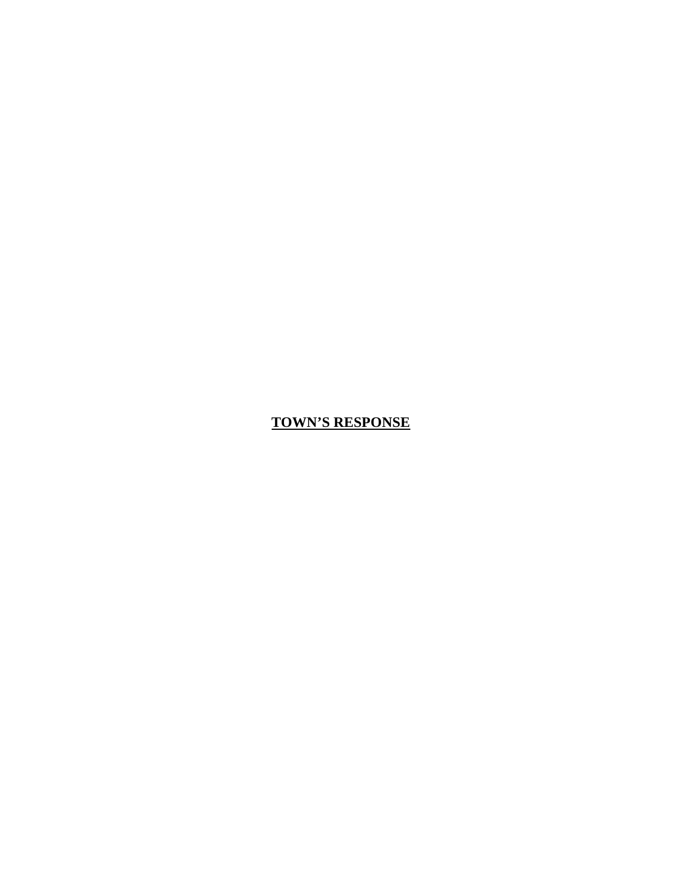**TOWN'S RESPONSE**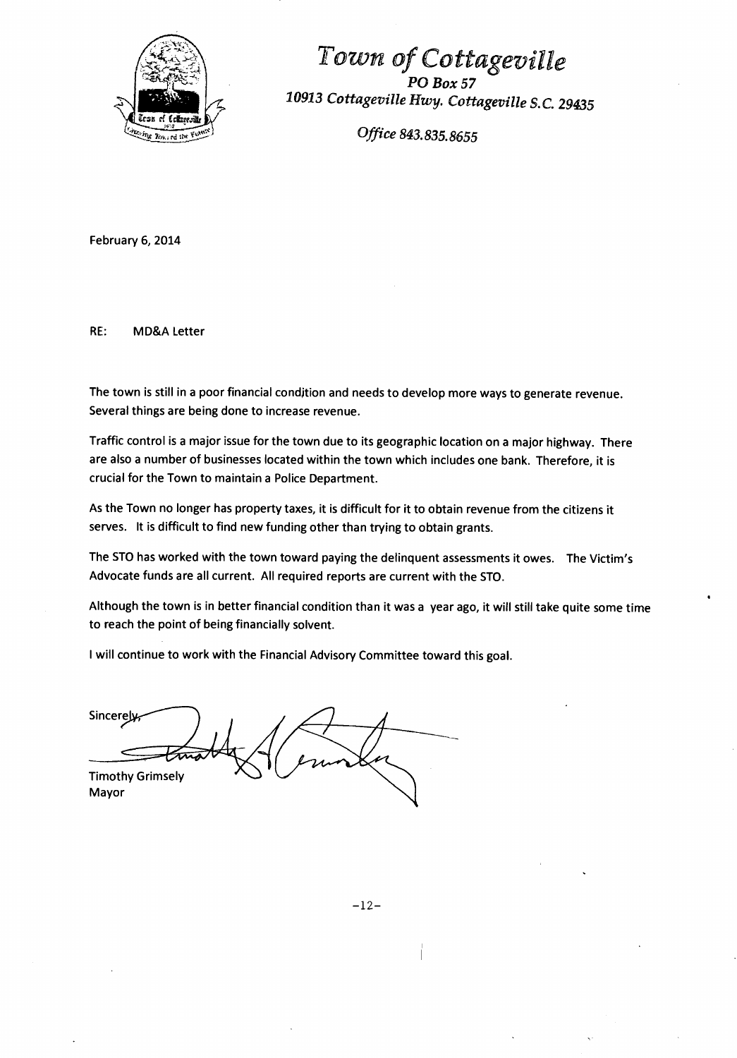# *Town of Cottageville*

*PO Box 57*

*10913 Cottageville Hwy. Cottageville S.C. 29435*

*Office 843.835.8655*

February 6, 2014

RE: MD&A Letter

The town is still in a poor financial condition and needs to develop more ways to generate revenue. Several things are being done to increase revenue.

Traffic control is a major issue for the town due to its geographic location on a major highway. There are also a number of businesses located within the town which includes one bank. Therefore, it is crucial for the Town to maintain a Police Department.

As the Town no longer has property taxes, it is difficult for it to obtain revenue from the citizens it serves. It is difficult to find new funding other than trying to obtain grants.

The STO has worked with the town toward paying the delinquent assessments it owes. The Victim's Advocate funds are all current. All required reports are current with the STO.

Although the town is in better financial condition than it was a year ago, it will still take quite some time to reach the point of being financially solvent.

I will continue to work with the Financial Advisory Committee toward this goal.

Sincerely,

Timothy Grimsely
Mayor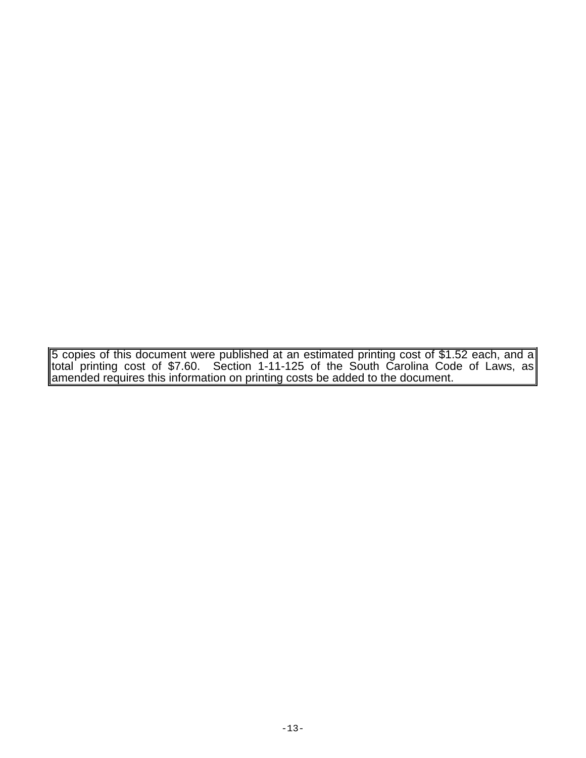5 copies of this document were published at an estimated printing cost of $1.52 each, and a total printing cost of $7.60. Section 1-11-125 of the South Carolina Code of Laws, as amended requires this information on printing costs be added to the document.